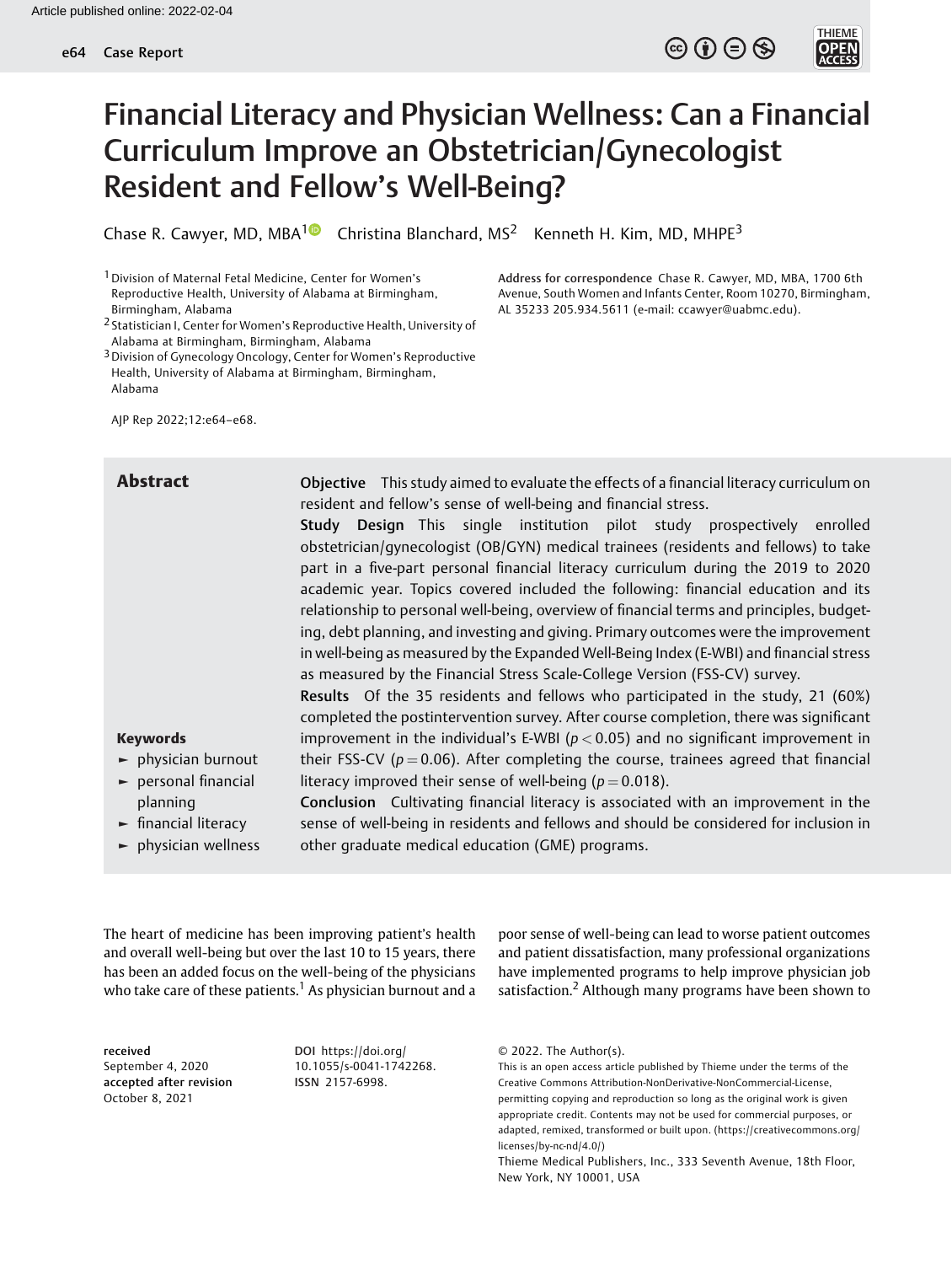# Financial Literacy and Physician Wellness: Can a Financial Curriculum Improve an Obstetrician/Gynecologist Resident and Fellow's Well-Being?

Chase R. Cawyer, MD, MBA[1] Christina Blanchard, MS[2] Kenneth H. Kim, MD, MHPE[3]

[1] Division of Maternal Fetal Medicine, Center for Women's Reproductive Health, University of Alabama at Birmingham, Birmingham, Alabama

[2] Statistician I, Center for Women's Reproductive Health, University of Alabama at Birmingham, Birmingham, Alabama

[3] Division of Gynecology Oncology, Center for Women's Reproductive Health, University of Alabama at Birmingham, Birmingham, Alabama

**Address for correspondence** Chase R. Cawyer, MD, MBA, 1700 6th Avenue, South Women and Infants Center, Room 10270, Birmingham, AL 35233 205.934.5611 (e-mail: ccawyer@uabmc.edu).

AJP Rep 2022;12:e64–e68.

## Abstract

**Objective** This study aimed to evaluate the effects of a financial literacy curriculum on resident and fellow's sense of well-being and financial stress.

**Study Design** This single institution pilot study prospectively enrolled obstetrician/gynecologist (OB/GYN) medical trainees (residents and fellows) to take part in a five-part personal financial literacy curriculum during the 2019 to 2020 academic year. Topics covered included the following: financial education and its relationship to personal well-being, overview of financial terms and principles, budgeting, debt planning, and investing and giving. Primary outcomes were the improvement in well-being as measured by the Expanded Well-Being Index (E-WBI) and financial stress as measured by the Financial Stress Scale-College Version (FSS-CV) survey.

**Results** Of the 35 residents and fellows who participated in the study, 21 (60%) completed the postintervention survey. After course completion, there was significant improvement in the individual's E-WBI ($p < 0.05$) and no significant improvement in their FSS-CV ($p = 0.06$). After completing the course, trainees agreed that financial literacy improved their sense of well-being ($p = 0.018$).

**Conclusion** Cultivating financial literacy is associated with an improvement in the sense of well-being in residents and fellows and should be considered for inclusion in other graduate medical education (GME) programs.

**Keywords**
- physician burnout
- personal financial planning
- financial literacy
- physician wellness

The heart of medicine has been improving patient's health and overall well-being but over the last 10 to 15 years, there has been an added focus on the well-being of the physicians who take care of these patients.[1] As physician burnout and a poor sense of well-being can lead to worse patient outcomes and patient dissatisfaction, many professional organizations have implemented programs to help improve physician job satisfaction.[2] Although many programs have been shown to

**received** September 4, 2020
**accepted after revision** October 8, 2021

**DOI** https://doi.org/10.1055/s-0041-1742268.
**ISSN** 2157-6998.

© 2022. The Author(s).
This is an open access article published by Thieme under the terms of the Creative Commons Attribution-NonDerivative-NonCommercial-License, permitting copying and reproduction so long as the original work is given appropriate credit. Contents may not be used for commercial purposes, or adapted, remixed, transformed or built upon. (https://creativecommons.org/licenses/by-nc-nd/4.0/)
Thieme Medical Publishers, Inc., 333 Seventh Avenue, 18th Floor, New York, NY 10001, USA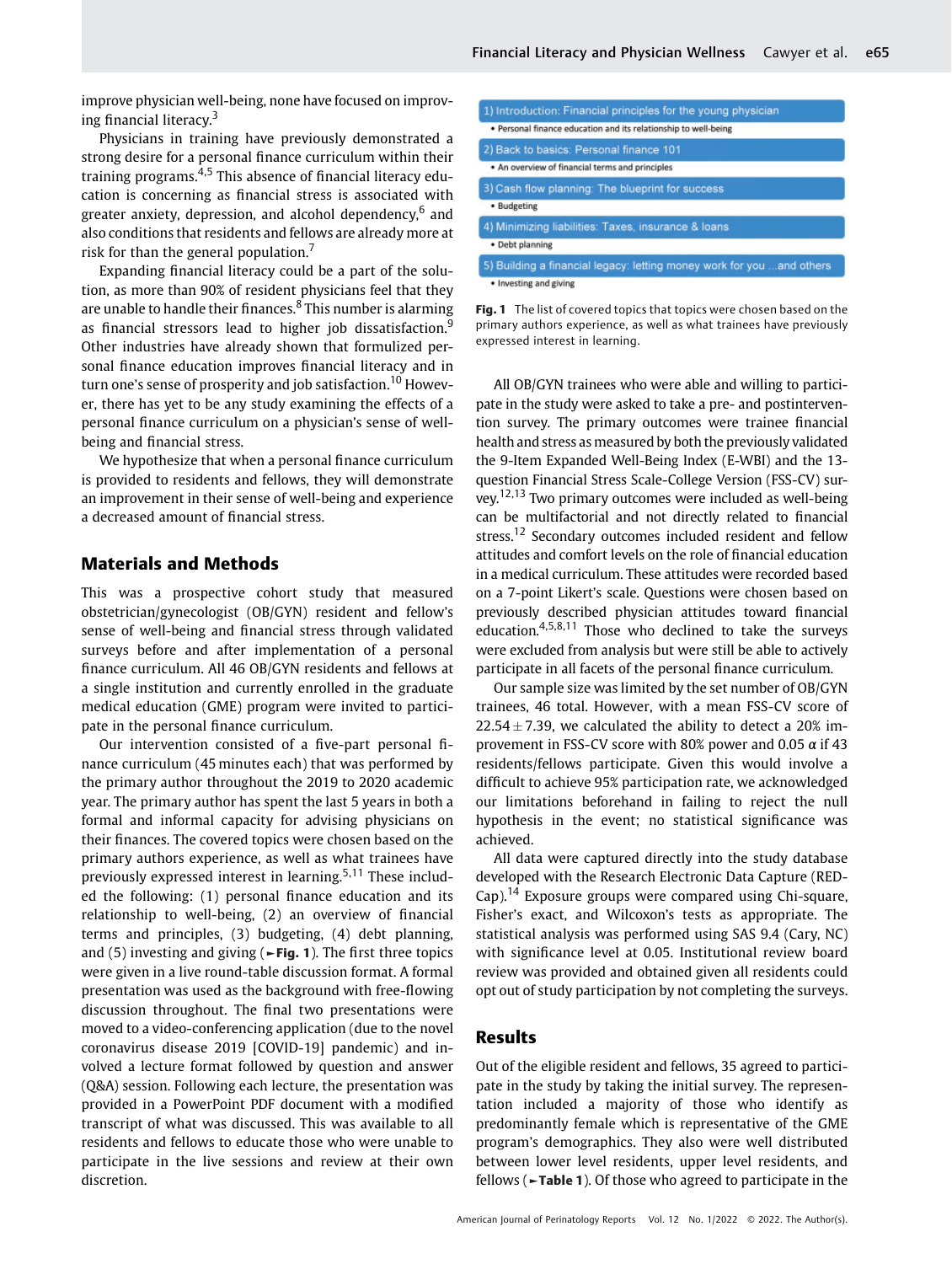improve physician well-being, none have focused on improving financial literacy.[3]

Physicians in training have previously demonstrated a strong desire for a personal finance curriculum within their training programs.[4,5] This absence of financial literacy education is concerning as financial stress is associated with greater anxiety, depression, and alcohol dependency,[6] and also conditions that residents and fellows are already more at risk for than the general population.[7]

Expanding financial literacy could be a part of the solution, as more than 90% of resident physicians feel that they are unable to handle their finances.[8] This number is alarming as financial stressors lead to higher job dissatisfaction.[9] Other industries have already shown that formulized personal finance education improves financial literacy and in turn one's sense of prosperity and job satisfaction.[10] However, there has yet to be any study examining the effects of a personal finance curriculum on a physician's sense of well-being and financial stress.

We hypothesize that when a personal finance curriculum is provided to residents and fellows, they will demonstrate an improvement in their sense of well-being and experience a decreased amount of financial stress.

## Materials and Methods

This was a prospective cohort study that measured obstetrician/gynecologist (OB/GYN) resident and fellow's sense of well-being and financial stress through validated surveys before and after implementation of a personal finance curriculum. All 46 OB/GYN residents and fellows at a single institution and currently enrolled in the graduate medical education (GME) program were invited to participate in the personal finance curriculum.

Our intervention consisted of a five-part personal finance curriculum (45 minutes each) that was performed by the primary author throughout the 2019 to 2020 academic year. The primary author has spent the last 5 years in both a formal and informal capacity for advising physicians on their finances. The covered topics were chosen based on the primary authors experience, as well as what trainees have previously expressed interest in learning.[5,11] These included the following: (1) personal finance education and its relationship to well-being, (2) an overview of financial terms and principles, (3) budgeting, (4) debt planning, and (5) investing and giving (►**Fig. 1**). The first three topics were given in a live round-table discussion format. A formal presentation was used as the background with free-flowing discussion throughout. The final two presentations were moved to a video-conferencing application (due to the novel coronavirus disease 2019 [COVID-19] pandemic) and involved a lecture format followed by question and answer (Q&A) session. Following each lecture, the presentation was provided in a PowerPoint PDF document with a modified transcript of what was discussed. This was available to all residents and fellows to educate those who were unable to participate in the live sessions and review at their own discretion.

1) Introduction: Financial principles for the young physician
- Personal finance education and its relationship to well-being

2) Back to basics: Personal finance 101
- An overview of financial terms and principles

3) Cash flow planning: The blueprint for success
- Budgeting

4) Minimizing liabilities: Taxes, insurance & loans
- Debt planning

5) Building a financial legacy: letting money work for you ...and others
- Investing and giving

**Fig. 1** The list of covered topics that topics were chosen based on the primary authors experience, as well as what trainees have previously expressed interest in learning.

All OB/GYN trainees who were able and willing to participate in the study were asked to take a pre- and postintervention survey. The primary outcomes were trainee financial health and stress as measured by both the previously validated the 9-Item Expanded Well-Being Index (E-WBI) and the 13-question Financial Stress Scale-College Version (FSS-CV) survey.[12,13] Two primary outcomes were included as well-being can be multifactorial and not directly related to financial stress.[12] Secondary outcomes included resident and fellow attitudes and comfort levels on the role of financial education in a medical curriculum. These attitudes were recorded based on a 7-point Likert's scale. Questions were chosen based on previously described physician attitudes toward financial education.[4,5,8,11] Those who declined to take the surveys were excluded from analysis but were still be able to actively participate in all facets of the personal finance curriculum.

Our sample size was limited by the set number of OB/GYN trainees, 46 total. However, with a mean FSS-CV score of $22.54 \pm 7.39$, we calculated the ability to detect a 20% improvement in FSS-CV score with 80% power and 0.05 $\alpha$ if 43 residents/fellows participate. Given this would involve a difficult to achieve 95% participation rate, we acknowledged our limitations beforehand in failing to reject the null hypothesis in the event; no statistical significance was achieved.

All data were captured directly into the study database developed with the Research Electronic Data Capture (REDCap).[14] Exposure groups were compared using Chi-square, Fisher's exact, and Wilcoxon's tests as appropriate. The statistical analysis was performed using SAS 9.4 (Cary, NC) with significance level at 0.05. Institutional review board review was provided and obtained given all residents could opt out of study participation by not completing the surveys.

## Results

Out of the eligible resident and fellows, 35 agreed to participate in the study by taking the initial survey. The representation included a majority of those who identify as predominantly female which is representative of the GME program's demographics. They also were well distributed between lower level residents, upper level residents, and fellows (►**Table 1**). Of those who agreed to participate in the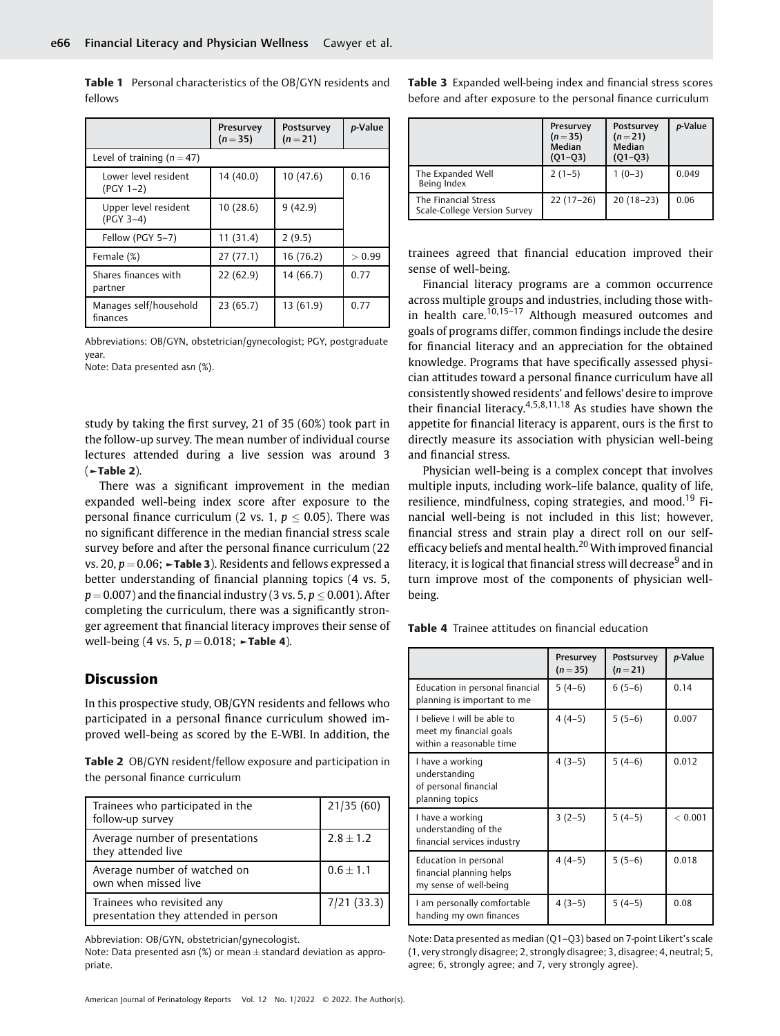**Table 1** Personal characteristics of the OB/GYN residents and fellows

| | Presurvey ($n = 35$) | Postsurvey ($n = 21$) | p-Value |
|---|---|---|---|
| Level of training ($n = 47$) | | | |
| Lower level resident (PGY 1–2) | 14 (40.0) | 10 (47.6) | 0.16 |
| Upper level resident (PGY 3–4) | 10 (28.6) | 9 (42.9) | |
| Fellow (PGY 5–7) | 11 (31.4) | 2 (9.5) | |
| Female (%) | 27 (77.1) | 16 (76.2) | > 0.99 |
| Shares finances with partner | 22 (62.9) | 14 (66.7) | 0.77 |
| Manages self/household finances | 23 (65.7) | 13 (61.9) | 0.77 |

Abbreviations: OB/GYN, obstetrician/gynecologist; PGY, postgraduate year.
Note: Data presented asn (%).

study by taking the first survey, 21 of 35 (60%) took part in the follow-up survey. The mean number of individual course lectures attended during a live session was around 3 (►**Table 2**).

There was a significant improvement in the median expanded well-being index score after exposure to the personal finance curriculum (2 vs. 1, $p \leq 0.05$). There was no significant difference in the median financial stress scale survey before and after the personal finance curriculum (22 vs. 20, $p = 0.06$; ►**Table 3**). Residents and fellows expressed a better understanding of financial planning topics (4 vs. 5, $p = 0.007$) and the financial industry (3 vs. 5, $p \leq 0.001$). After completing the curriculum, there was a significantly stronger agreement that financial literacy improves their sense of well-being (4 vs. 5, $p = 0.018$; ►**Table 4**).

## Discussion

In this prospective study, OB/GYN residents and fellows who participated in a personal finance curriculum showed improved well-being as scored by the E-WBI. In addition, the trainees agreed that financial education improved their sense of well-being.

**Table 2** OB/GYN resident/fellow exposure and participation in the personal finance curriculum

| | |
|---|---|
| Trainees who participated in the follow-up survey | 21/35 (60) |
| Average number of presentations they attended live | 2.8 ± 1.2 |
| Average number of watched on own when missed live | 0.6 ± 1.1 |
| Trainees who revisited any presentation they attended in person | 7/21 (33.3) |

Abbreviation: OB/GYN, obstetrician/gynecologist.
Note: Data presented asn (%) or mean ± standard deviation as appropriate.

**Table 3** Expanded well-being index and financial stress scores before and after exposure to the personal finance curriculum

| | Presurvey ($n = 35$) Median (Q1–Q3) | Postsurvey ($n = 21$) Median (Q1–Q3) | p-Value |
|---|---|---|---|
| The Expanded Well Being Index | 2 (1–5) | 1 (0–3) | 0.049 |
| The Financial Stress Scale-College Version Survey | 22 (17–26) | 20 (18–23) | 0.06 |

Financial literacy programs are a common occurrence across multiple groups and industries, including those within health care.[10,15–17] Although measured outcomes and goals of programs differ, common findings include the desire for financial literacy and an appreciation for the obtained knowledge. Programs that have specifically assessed physician attitudes toward a personal finance curriculum have all consistently showed residents' and fellows' desire to improve their financial literacy.[4,5,8,11,18] As studies have shown the appetite for financial literacy is apparent, ours is the first to directly measure its association with physician well-being and financial stress.

Physician well-being is a complex concept that involves multiple inputs, including work–life balance, quality of life, resilience, mindfulness, coping strategies, and mood.[19] Financial well-being is not included in this list; however, financial stress and strain play a direct roll on our self-efficacy beliefs and mental health.[20] With improved financial literacy, it is logical that financial stress will decrease[9] and in turn improve most of the components of physician well-being.

**Table 4** Trainee attitudes on financial education

| | Presurvey ($n = 35$) | Postsurvey ($n = 21$) | p-Value |
|---|---|---|---|
| Education in personal financial planning is important to me | 5 (4–6) | 6 (5–6) | 0.14 |
| I believe I will be able to meet my financial goals within a reasonable time | 4 (4–5) | 5 (5–6) | 0.007 |
| I have a working understanding of personal financial planning topics | 4 (3–5) | 5 (4–6) | 0.012 |
| I have a working understanding of the financial services industry | 3 (2–5) | 5 (4–5) | < 0.001 |
| Education in personal financial planning helps my sense of well-being | 4 (4–5) | 5 (5–6) | 0.018 |
| I am personally comfortable handing my own finances | 4 (3–5) | 5 (4–5) | 0.08 |

Note: Data presented as median (Q1–Q3) based on 7-point Likert's scale (1, very strongly disagree; 2, strongly disagree; 3, disagree; 4, neutral; 5, agree; 6, strongly agree; and 7, very strongly agree).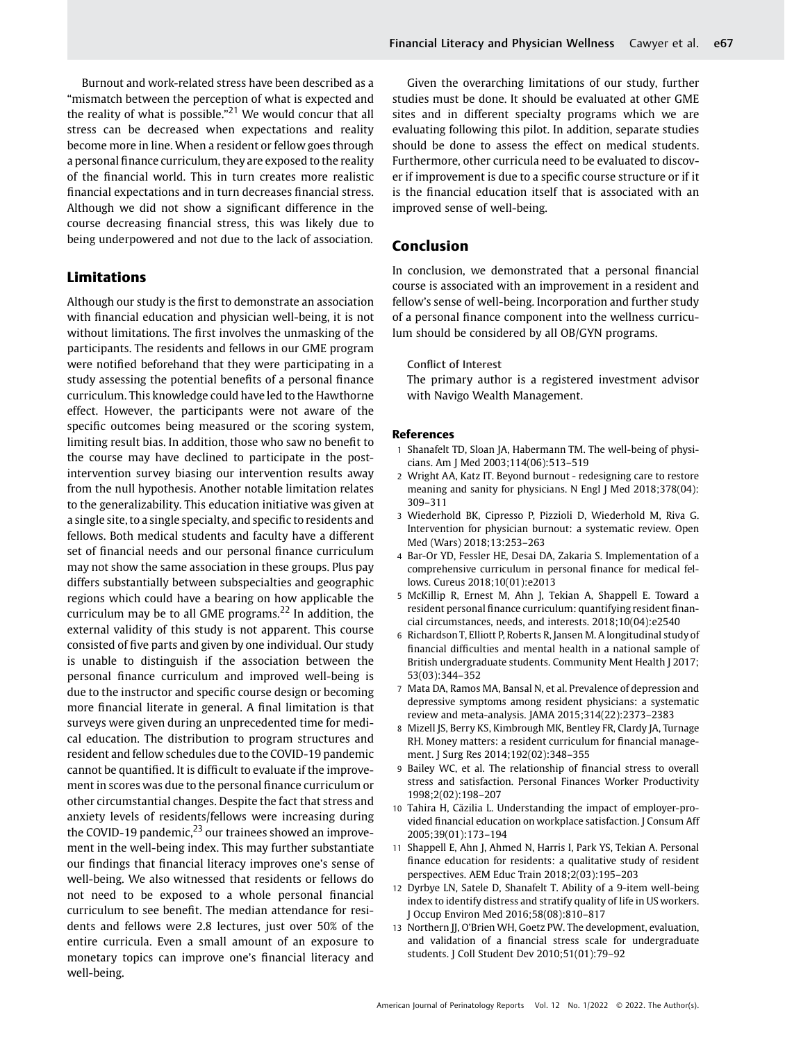Burnout and work-related stress have been described as a "mismatch between the perception of what is expected and the reality of what is possible."[21] We would concur that all stress can be decreased when expectations and reality become more in line. When a resident or fellow goes through a personal finance curriculum, they are exposed to the reality of the financial world. This in turn creates more realistic financial expectations and in turn decreases financial stress. Although we did not show a significant difference in the course decreasing financial stress, this was likely due to being underpowered and not due to the lack of association.

## Limitations

Although our study is the first to demonstrate an association with financial education and physician well-being, it is not without limitations. The first involves the unmasking of the participants. The residents and fellows in our GME program were notified beforehand that they were participating in a study assessing the potential benefits of a personal finance curriculum. This knowledge could have led to the Hawthorne effect. However, the participants were not aware of the specific outcomes being measured or the scoring system, limiting result bias. In addition, those who saw no benefit to the course may have declined to participate in the post-intervention survey biasing our intervention results away from the null hypothesis. Another notable limitation relates to the generalizability. This education initiative was given at a single site, to a single specialty, and specific to residents and fellows. Both medical students and faculty have a different set of financial needs and our personal finance curriculum may not show the same association in these groups. Plus pay differs substantially between subspecialties and geographic regions which could have a bearing on how applicable the curriculum may be to all GME programs.[22] In addition, the external validity of this study is not apparent. This course consisted of five parts and given by one individual. Our study is unable to distinguish if the association between the personal finance curriculum and improved well-being is due to the instructor and specific course design or becoming more financial literate in general. A final limitation is that surveys were given during an unprecedented time for medical education. The distribution to program structures and resident and fellow schedules due to the COVID-19 pandemic cannot be quantified. It is difficult to evaluate if the improvement in scores was due to the personal finance curriculum or other circumstantial changes. Despite the fact that stress and anxiety levels of residents/fellows were increasing during the COVID-19 pandemic,[23] our trainees showed an improvement in the well-being index. This may further substantiate our findings that financial literacy improves one's sense of well-being. We also witnessed that residents or fellows do not need to be exposed to a whole personal financial curriculum to see benefit. The median attendance for residents and fellows were 2.8 lectures, just over 50% of the entire curricula. Even a small amount of an exposure to monetary topics can improve one's financial literacy and well-being.

Given the overarching limitations of our study, further studies must be done. It should be evaluated at other GME sites and in different specialty programs which we are evaluating following this pilot. In addition, separate studies should be done to assess the effect on medical students. Furthermore, other curricula need to be evaluated to discover if improvement is due to a specific course structure or if it is the financial education itself that is associated with an improved sense of well-being.

## Conclusion

In conclusion, we demonstrated that a personal financial course is associated with an improvement in a resident and fellow's sense of well-being. Incorporation and further study of a personal finance component into the wellness curriculum should be considered by all OB/GYN programs.

Conflict of Interest

The primary author is a registered investment advisor with Navigo Wealth Management.

## References

1. Shanafelt TD, Sloan JA, Habermann TM. The well-being of physicians. Am J Med 2003;114(06):513–519
2. Wright AA, Katz IT. Beyond burnout - redesigning care to restore meaning and sanity for physicians. N Engl J Med 2018;378(04): 309–311
3. Wiederhold BK, Cipresso P, Pizzioli D, Wiederhold M, Riva G. Intervention for physician burnout: a systematic review. Open Med (Wars) 2018;13:253–263
4. Bar-Or YD, Fessler HE, Desai DA, Zakaria S. Implementation of a comprehensive curriculum in personal finance for medical fellows. Cureus 2018;10(01):e2013
5. McKillip R, Ernest M, Ahn J, Tekian A, Shappell E. Toward a resident personal finance curriculum: quantifying resident financial circumstances, needs, and interests. 2018;10(04):e2540
6. Richardson T, Elliott P, Roberts R, Jansen M. A longitudinal study of financial difficulties and mental health in a national sample of British undergraduate students. Community Ment Health J 2017; 53(03):344–352
7. Mata DA, Ramos MA, Bansal N, et al. Prevalence of depression and depressive symptoms among resident physicians: a systematic review and meta-analysis. JAMA 2015;314(22):2373–2383
8. Mizell JS, Berry KS, Kimbrough MK, Bentley FR, Clardy JA, Turnage RH. Money matters: a resident curriculum for financial management. J Surg Res 2014;192(02):348–355
9. Bailey WC, et al. The relationship of financial stress to overall stress and satisfaction. Personal Finances Worker Productivity 1998;2(02):198–207
10. Tahira H, Cäzilia L. Understanding the impact of employer-provided financial education on workplace satisfaction. J Consum Aff 2005;39(01):173–194
11. Shappell E, Ahn J, Ahmed N, Harris I, Park YS, Tekian A. Personal finance education for residents: a qualitative study of resident perspectives. AEM Educ Train 2018;2(03):195–203
12. Dyrbye LN, Satele D, Shanafelt T. Ability of a 9-item well-being index to identify distress and stratify quality of life in US workers. J Occup Environ Med 2016;58(08):810–817
13. Northern JJ, O'Brien WH, Goetz PW. The development, evaluation, and validation of a financial stress scale for undergraduate students. J Coll Student Dev 2010;51(01):79–92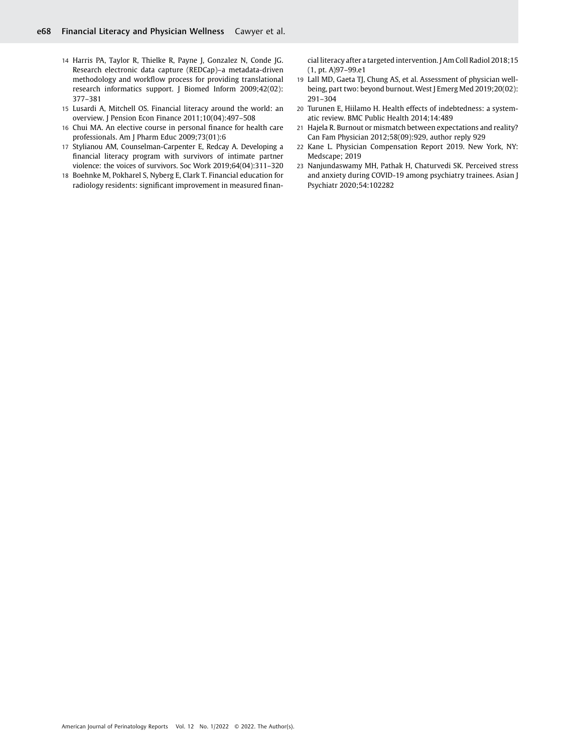14 Harris PA, Taylor R, Thielke R, Payne J, Gonzalez N, Conde JG. Research electronic data capture (REDCap)–a metadata-driven methodology and workflow process for providing translational research informatics support. J Biomed Inform 2009;42(02):377–381

15 Lusardi A, Mitchell OS. Financial literacy around the world: an overview. J Pension Econ Finance 2011;10(04):497–508

16 Chui MA. An elective course in personal finance for health care professionals. Am J Pharm Educ 2009;73(01):6

17 Stylianou AM, Counselman-Carpenter E, Redcay A. Developing a financial literacy program with survivors of intimate partner violence: the voices of survivors. Soc Work 2019;64(04):311–320

18 Boehnke M, Pokharel S, Nyberg E, Clark T. Financial education for radiology residents: significant improvement in measured financial literacy after a targeted intervention. J Am Coll Radiol 2018;15 (1, pt. A)97–99.e1

19 Lall MD, Gaeta TJ, Chung AS, et al. Assessment of physician well-being, part two: beyond burnout. West J Emerg Med 2019;20(02):291–304

20 Turunen E, Hiilamo H. Health effects of indebtedness: a systematic review. BMC Public Health 2014;14:489

21 Hajela R. Burnout or mismatch between expectations and reality? Can Fam Physician 2012;58(09):929, author reply 929

22 Kane L. Physician Compensation Report 2019. New York, NY: Medscape; 2019

23 Nanjundaswamy MH, Pathak H, Chaturvedi SK. Perceived stress and anxiety during COVID-19 among psychiatry trainees. Asian J Psychiatr 2020;54:102282